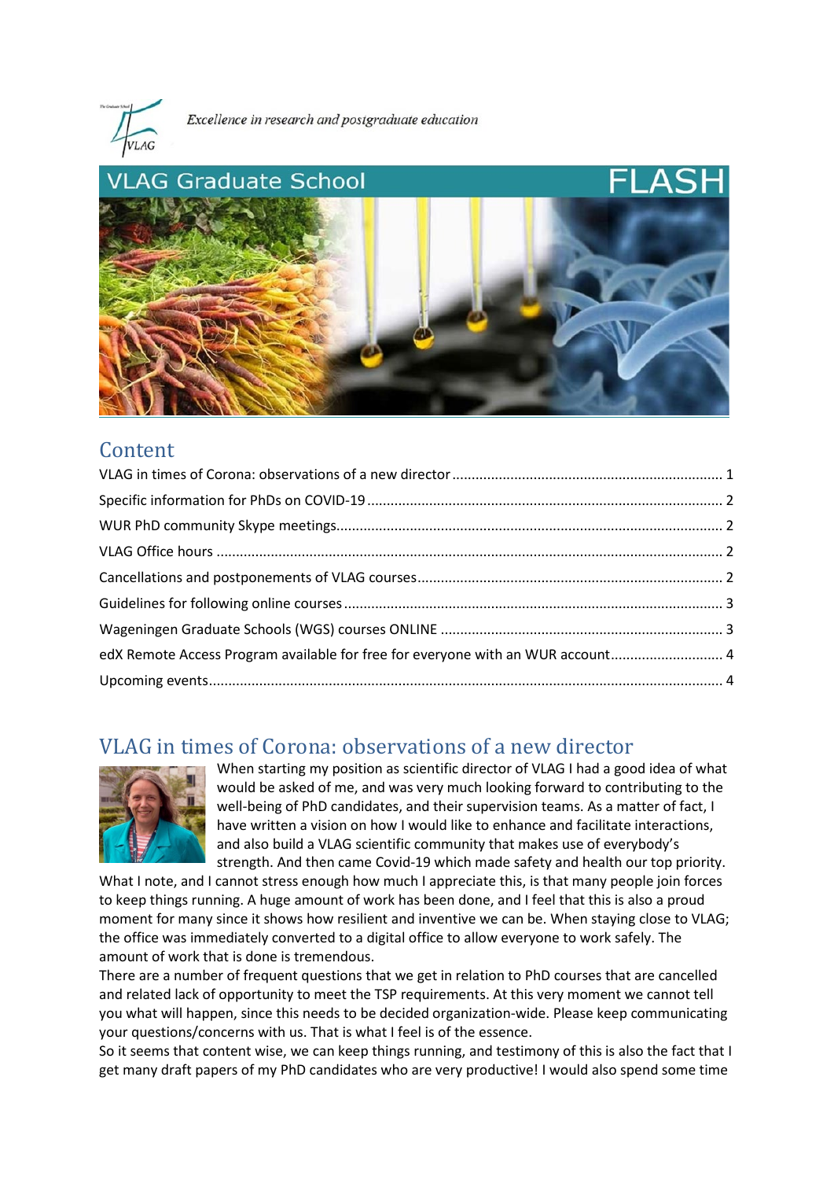*Excellence in research and postgraduate education*

# VLAG Graduate School FLASH

## Content

- VLAG in times of Corona: observations of a new director ..... 1
- Specific information for PhDs on COVID-19 ..... 2
- WUR PhD community Skype meetings ..... 2
- VLAG Office hours ..... 2
- Cancellations and postponements of VLAG courses ..... 2
- Guidelines for following online courses ..... 3
- Wageningen Graduate Schools (WGS) courses ONLINE ..... 3
- edX Remote Access Program available for free for everyone with an WUR account ..... 4
- Upcoming events ..... 4

## VLAG in times of Corona: observations of a new director

When starting my position as scientific director of VLAG I had a good idea of what would be asked of me, and was very much looking forward to contributing to the well-being of PhD candidates, and their supervision teams. As a matter of fact, I have written a vision on how I would like to enhance and facilitate interactions, and also build a VLAG scientific community that makes use of everybody's strength. And then came Covid-19 which made safety and health our top priority.

What I note, and I cannot stress enough how much I appreciate this, is that many people join forces to keep things running. A huge amount of work has been done, and I feel that this is also a proud moment for many since it shows how resilient and inventive we can be. When staying close to VLAG; the office was immediately converted to a digital office to allow everyone to work safely. The amount of work that is done is tremendous.

There are a number of frequent questions that we get in relation to PhD courses that are cancelled and related lack of opportunity to meet the TSP requirements. At this very moment we cannot tell you what will happen, since this needs to be decided organization-wide. Please keep communicating your questions/concerns with us. That is what I feel is of the essence.

So it seems that content wise, we can keep things running, and testimony of this is also the fact that I get many draft papers of my PhD candidates who are very productive! I would also spend some time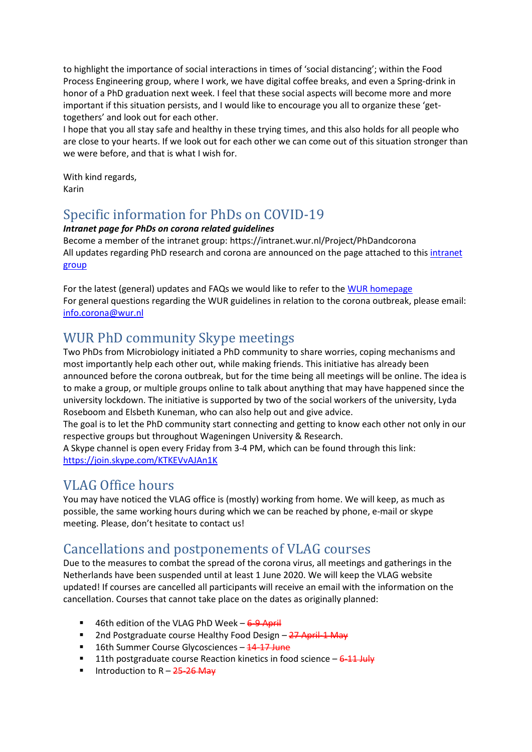to highlight the importance of social interactions in times of 'social distancing'; within the Food Process Engineering group, where I work, we have digital coffee breaks, and even a Spring-drink in honor of a PhD graduation next week. I feel that these social aspects will become more and more important if this situation persists, and I would like to encourage you all to organize these 'get-togethers' and look out for each other.

I hope that you all stay safe and healthy in these trying times, and this also holds for all people who are close to your hearts. If we look out for each other we can come out of this situation stronger than we were before, and that is what I wish for.

With kind regards,
Karin

## Specific information for PhDs on COVID-19

***Intranet page for PhDs on corona related guidelines***

Become a member of the intranet group: https://intranet.wur.nl/Project/PhDandcorona
All updates regarding PhD research and corona are announced on the page attached to this intranet group

For the latest (general) updates and FAQs we would like to refer to the WUR homepage
For general questions regarding the WUR guidelines in relation to the corona outbreak, please email: info.corona@wur.nl

## WUR PhD community Skype meetings

Two PhDs from Microbiology initiated a PhD community to share worries, coping mechanisms and most importantly help each other out, while making friends. This initiative has already been announced before the corona outbreak, but for the time being all meetings will be online. The idea is to make a group, or multiple groups online to talk about anything that may have happened since the university lockdown. The initiative is supported by two of the social workers of the university, Lyda Roseboom and Elsbeth Kuneman, who can also help out and give advice.

The goal is to let the PhD community start connecting and getting to know each other not only in our respective groups but throughout Wageningen University & Research.

A Skype channel is open every Friday from 3-4 PM, which can be found through this link: https://join.skype.com/KTKEVvAJAn1K

## VLAG Office hours

You may have noticed the VLAG office is (mostly) working from home. We will keep, as much as possible, the same working hours during which we can be reached by phone, e-mail or skype meeting. Please, don't hesitate to contact us!

## Cancellations and postponements of VLAG courses

Due to the measures to combat the spread of the corona virus, all meetings and gatherings in the Netherlands have been suspended until at least 1 June 2020. We will keep the VLAG website updated! If courses are cancelled all participants will receive an email with the information on the cancellation. Courses that cannot take place on the dates as originally planned:

- 46th edition of the VLAG PhD Week – ~~6-9 April~~
- 2nd Postgraduate course Healthy Food Design – ~~27 April-1 May~~
- 16th Summer Course Glycosciences – ~~14-17 June~~
- 11th postgraduate course Reaction kinetics in food science – ~~6-11 July~~
- Introduction to R – ~~25-26 May~~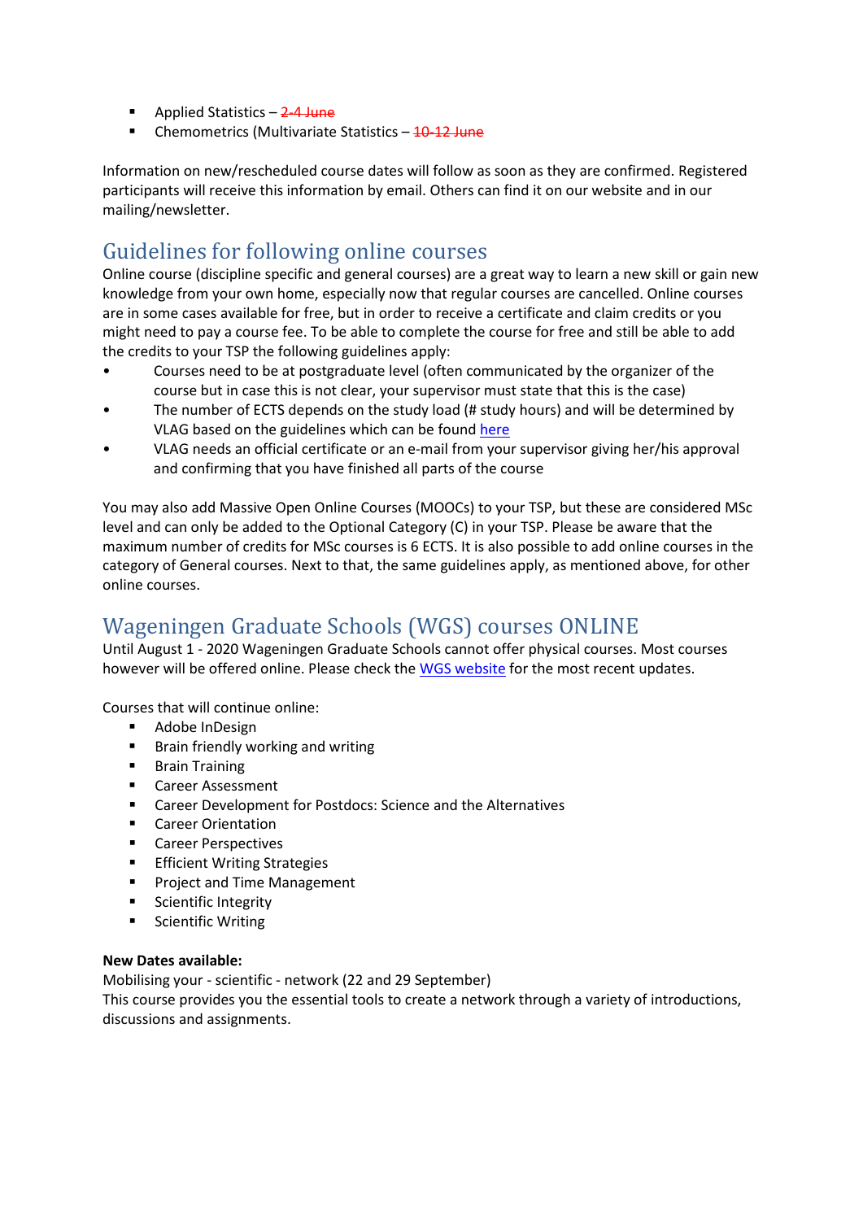- Applied Statistics – ~~2-4 June~~
- Chemometrics (Multivariate Statistics – ~~10-12 June~~

Information on new/rescheduled course dates will follow as soon as they are confirmed. Registered participants will receive this information by email. Others can find it on our website and in our mailing/newsletter.

## Guidelines for following online courses

Online course (discipline specific and general courses) are a great way to learn a new skill or gain new knowledge from your own home, especially now that regular courses are cancelled. Online courses are in some cases available for free, but in order to receive a certificate and claim credits or you might need to pay a course fee. To be able to complete the course for free and still be able to add the credits to your TSP the following guidelines apply:

- Courses need to be at postgraduate level (often communicated by the organizer of the course but in case this is not clear, your supervisor must state that this is the case)
- The number of ECTS depends on the study load (# study hours) and will be determined by VLAG based on the guidelines which can be found here
- VLAG needs an official certificate or an e-mail from your supervisor giving her/his approval and confirming that you have finished all parts of the course

You may also add Massive Open Online Courses (MOOCs) to your TSP, but these are considered MSc level and can only be added to the Optional Category (C) in your TSP. Please be aware that the maximum number of credits for MSc courses is 6 ECTS. It is also possible to add online courses in the category of General courses. Next to that, the same guidelines apply, as mentioned above, for other online courses.

## Wageningen Graduate Schools (WGS) courses ONLINE

Until August 1 - 2020 Wageningen Graduate Schools cannot offer physical courses. Most courses however will be offered online. Please check the WGS website for the most recent updates.

Courses that will continue online:

- Adobe InDesign
- Brain friendly working and writing
- Brain Training
- Career Assessment
- Career Development for Postdocs: Science and the Alternatives
- Career Orientation
- Career Perspectives
- Efficient Writing Strategies
- Project and Time Management
- Scientific Integrity
- Scientific Writing

**New Dates available:**

Mobilising your - scientific - network (22 and 29 September)
This course provides you the essential tools to create a network through a variety of introductions, discussions and assignments.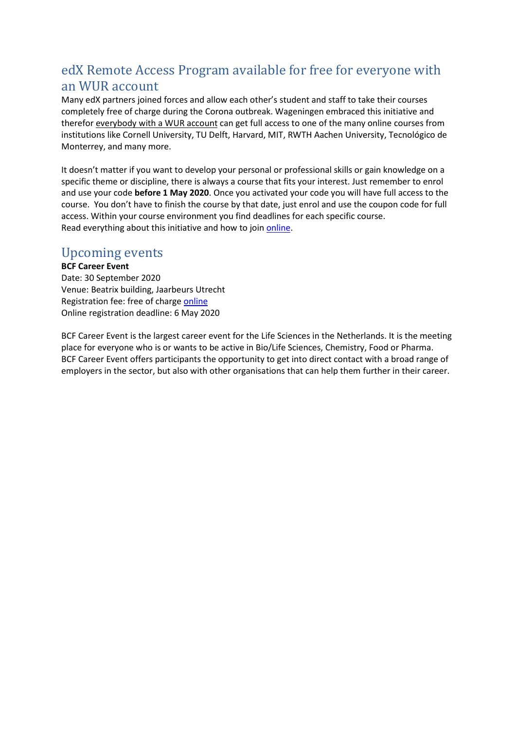## edX Remote Access Program available for free for everyone with an WUR account

Many edX partners joined forces and allow each other's student and staff to take their courses completely free of charge during the Corona outbreak. Wageningen embraced this initiative and therefor everybody with a WUR account can get full access to one of the many online courses from institutions like Cornell University, TU Delft, Harvard, MIT, RWTH Aachen University, Tecnológico de Monterrey, and many more.

It doesn't matter if you want to develop your personal or professional skills or gain knowledge on a specific theme or discipline, there is always a course that fits your interest. Just remember to enrol and use your code **before 1 May 2020**. Once you activated your code you will have full access to the course. You don't have to finish the course by that date, just enrol and use the coupon code for full access. Within your course environment you find deadlines for each specific course.
Read everything about this initiative and how to join online.

## Upcoming events

**BCF Career Event**
Date: 30 September 2020
Venue: Beatrix building, Jaarbeurs Utrecht
Registration fee: free of charge online
Online registration deadline: 6 May 2020

BCF Career Event is the largest career event for the Life Sciences in the Netherlands. It is the meeting place for everyone who is or wants to be active in Bio/Life Sciences, Chemistry, Food or Pharma. BCF Career Event offers participants the opportunity to get into direct contact with a broad range of employers in the sector, but also with other organisations that can help them further in their career.